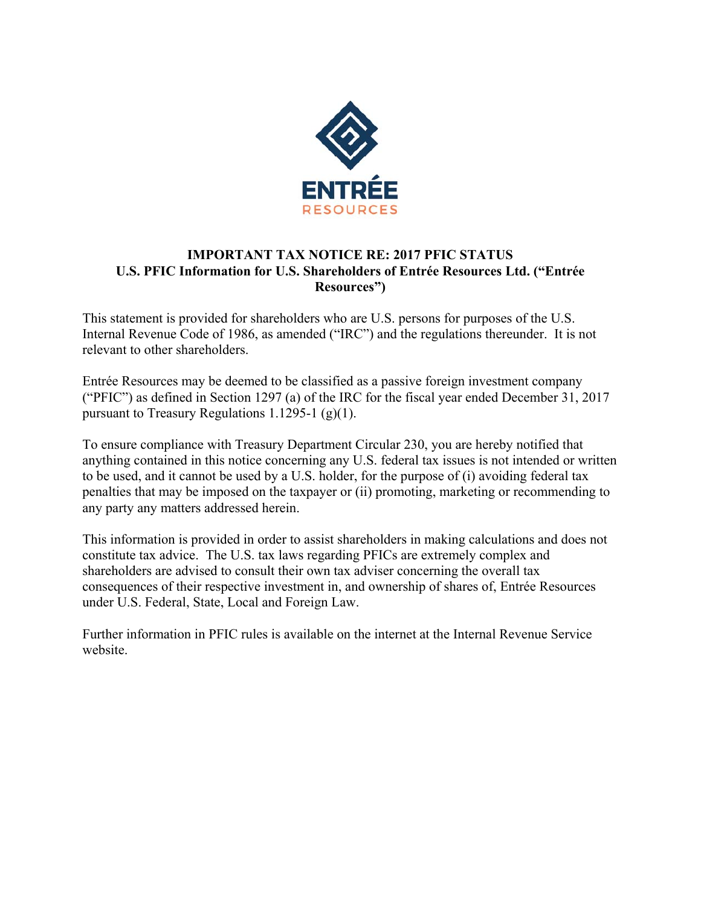ENTRÉE
RESOURCES

**IMPORTANT TAX NOTICE RE: 2017 PFIC STATUS**
**U.S. PFIC Information for U.S. Shareholders of Entrée Resources Ltd. ("Entrée Resources")**

This statement is provided for shareholders who are U.S. persons for purposes of the U.S. Internal Revenue Code of 1986, as amended ("IRC") and the regulations thereunder. It is not relevant to other shareholders.

Entrée Resources may be deemed to be classified as a passive foreign investment company ("PFIC") as defined in Section 1297 (a) of the IRC for the fiscal year ended December 31, 2017 pursuant to Treasury Regulations 1.1295-1 (g)(1).

To ensure compliance with Treasury Department Circular 230, you are hereby notified that anything contained in this notice concerning any U.S. federal tax issues is not intended or written to be used, and it cannot be used by a U.S. holder, for the purpose of (i) avoiding federal tax penalties that may be imposed on the taxpayer or (ii) promoting, marketing or recommending to any party any matters addressed herein.

This information is provided in order to assist shareholders in making calculations and does not constitute tax advice. The U.S. tax laws regarding PFICs are extremely complex and shareholders are advised to consult their own tax adviser concerning the overall tax consequences of their respective investment in, and ownership of shares of, Entrée Resources under U.S. Federal, State, Local and Foreign Law.

Further information in PFIC rules is available on the internet at the Internal Revenue Service website.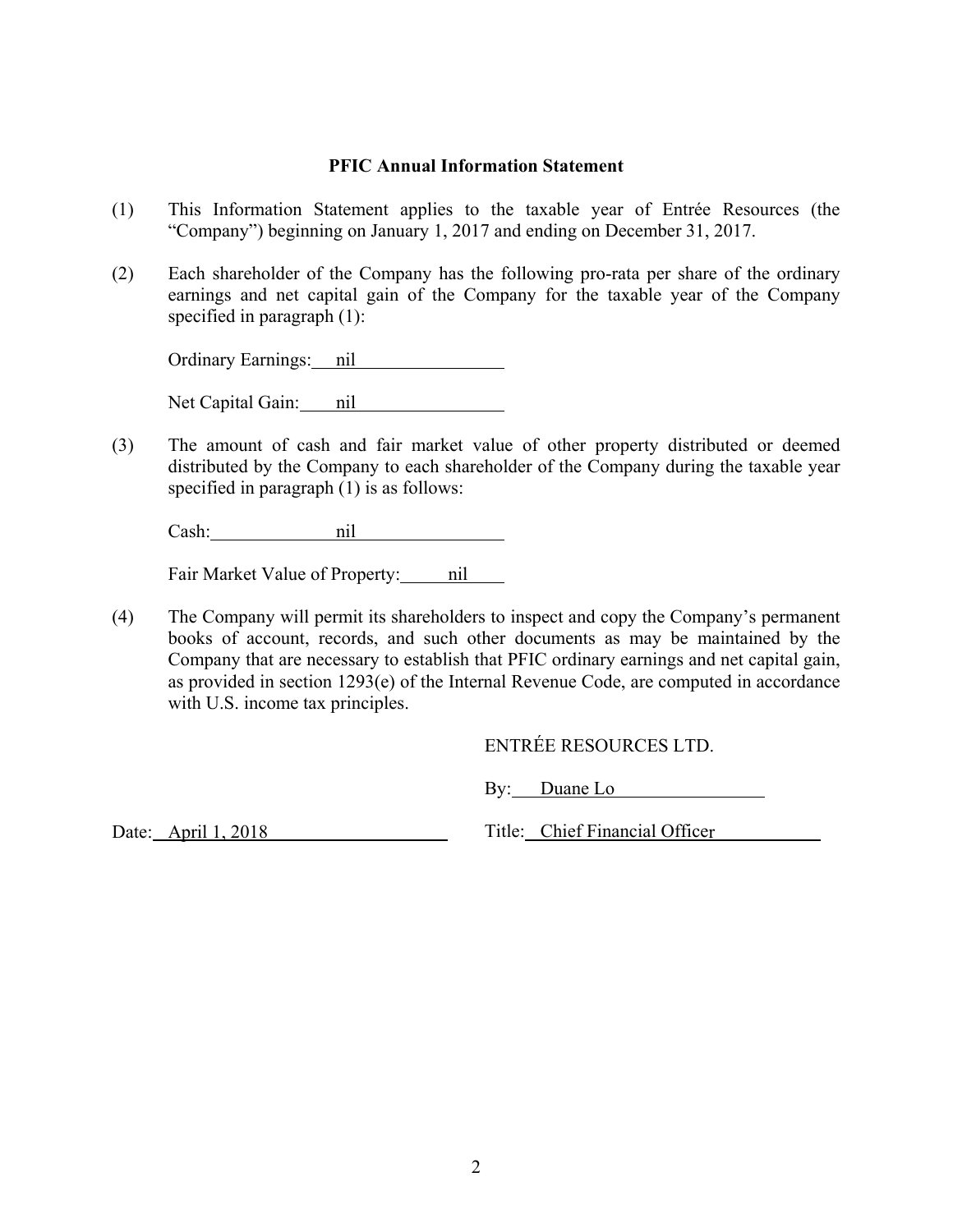**PFIC Annual Information Statement**

(1) This Information Statement applies to the taxable year of Entrée Resources (the "Company") beginning on January 1, 2017 and ending on December 31, 2017.

(2) Each shareholder of the Company has the following pro-rata per share of the ordinary earnings and net capital gain of the Company for the taxable year of the Company specified in paragraph (1):

Ordinary Earnings: nil

Net Capital Gain: nil

(3) The amount of cash and fair market value of other property distributed or deemed distributed by the Company to each shareholder of the Company during the taxable year specified in paragraph (1) is as follows:

Cash: nil

Fair Market Value of Property: nil

(4) The Company will permit its shareholders to inspect and copy the Company's permanent books of account, records, and such other documents as may be maintained by the Company that are necessary to establish that PFIC ordinary earnings and net capital gain, as provided in section 1293(e) of the Internal Revenue Code, are computed in accordance with U.S. income tax principles.

ENTRÉE RESOURCES LTD.

By: Duane Lo

Date: April 1, 2018

Title: Chief Financial Officer